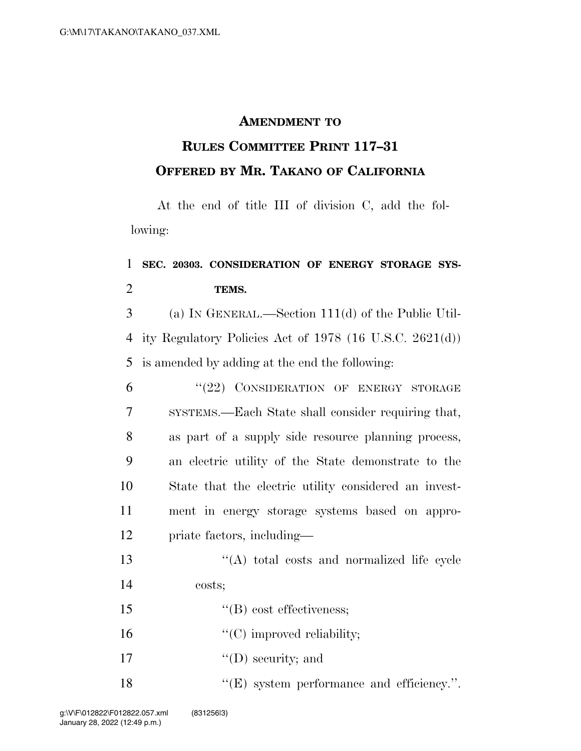**AMENDMENT TO**

**RULES COMMITTEE PRINT 117–31**

**OFFERED BY MR. TAKANO OF CALIFORNIA**

At the end of title III of division C, add the following:

**SEC. 20303. CONSIDERATION OF ENERGY STORAGE SYSTEMS.**

(a) IN GENERAL.—Section 111(d) of the Public Utility Regulatory Policies Act of 1978 (16 U.S.C. 2621(d)) is amended by adding at the end the following:

"(22) CONSIDERATION OF ENERGY STORAGE SYSTEMS.—Each State shall consider requiring that, as part of a supply side resource planning process, an electric utility of the State demonstrate to the State that the electric utility considered an investment in energy storage systems based on appropriate factors, including—

"(A) total costs and normalized life cycle costs;

"(B) cost effectiveness;

"(C) improved reliability;

"(D) security; and

"(E) system performance and efficiency.".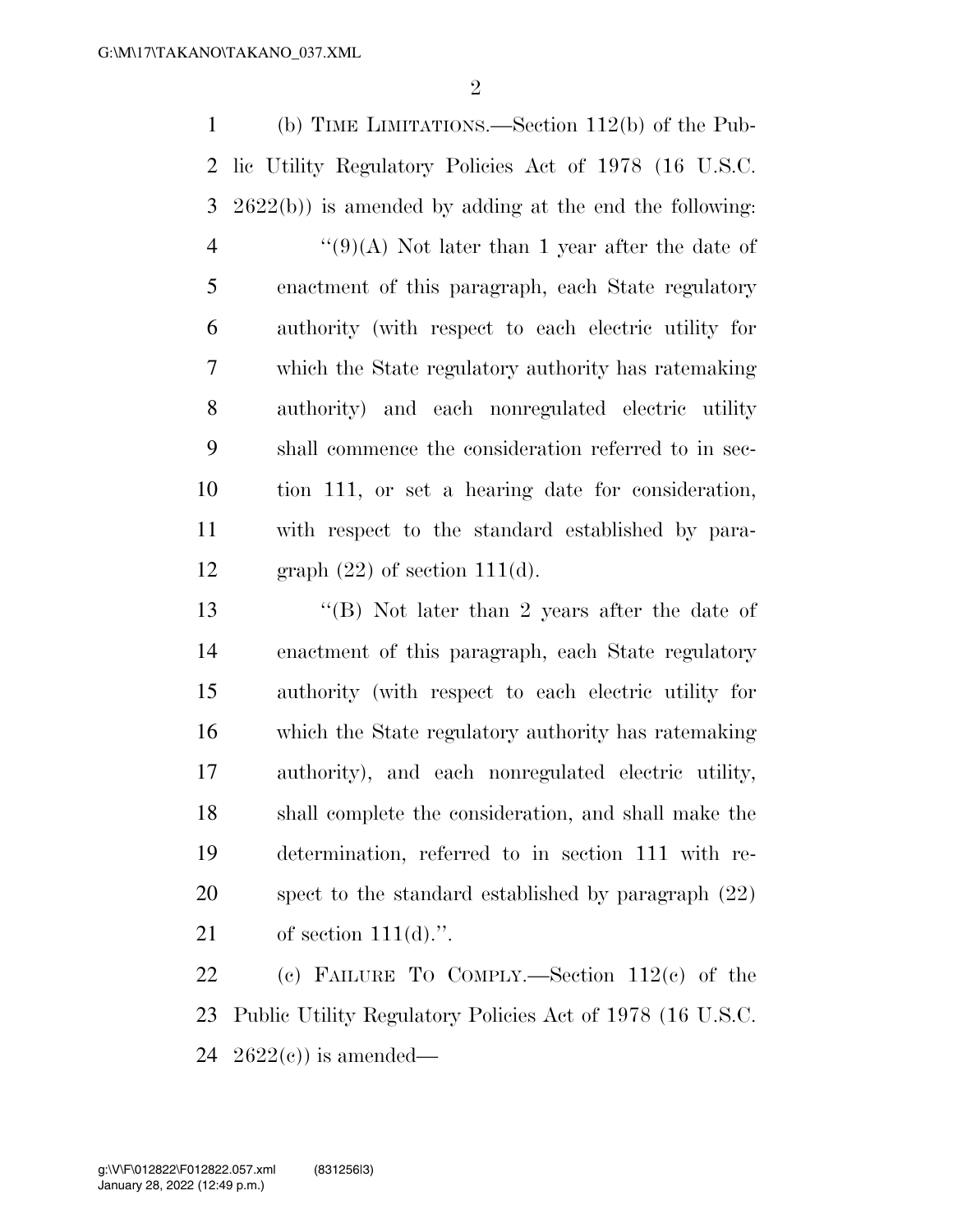(b) TIME LIMITATIONS.—Section 112(b) of the Public Utility Regulatory Policies Act of 1978 (16 U.S.C. 2622(b)) is amended by adding at the end the following:

"(9)(A) Not later than 1 year after the date of enactment of this paragraph, each State regulatory authority (with respect to each electric utility for which the State regulatory authority has ratemaking authority) and each nonregulated electric utility shall commence the consideration referred to in section 111, or set a hearing date for consideration, with respect to the standard established by paragraph (22) of section 111(d).

"(B) Not later than 2 years after the date of enactment of this paragraph, each State regulatory authority (with respect to each electric utility for which the State regulatory authority has ratemaking authority), and each nonregulated electric utility, shall complete the consideration, and shall make the determination, referred to in section 111 with respect to the standard established by paragraph (22) of section 111(d).".

(c) FAILURE TO COMPLY.—Section 112(c) of the Public Utility Regulatory Policies Act of 1978 (16 U.S.C. 2622(c)) is amended—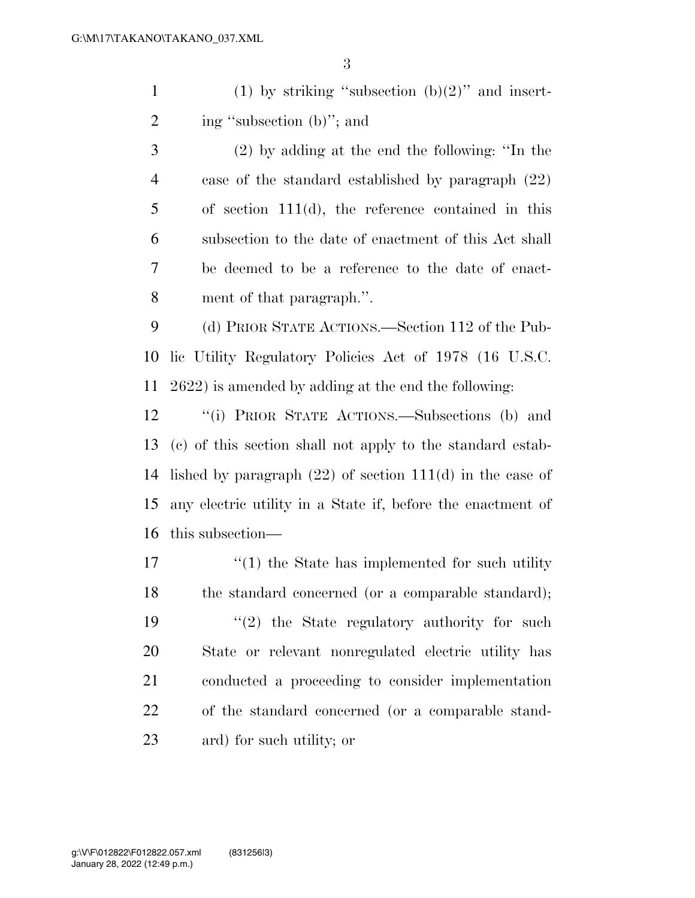(1) by striking "subsection (b)(2)" and inserting "subsection (b)"; and

(2) by adding at the end the following: "In the case of the standard established by paragraph (22) of section 111(d), the reference contained in this subsection to the date of enactment of this Act shall be deemed to be a reference to the date of enactment of that paragraph.".

(d) PRIOR STATE ACTIONS.—Section 112 of the Public Utility Regulatory Policies Act of 1978 (16 U.S.C. 2622) is amended by adding at the end the following:

"(i) PRIOR STATE ACTIONS.—Subsections (b) and (c) of this section shall not apply to the standard established by paragraph (22) of section 111(d) in the case of any electric utility in a State if, before the enactment of this subsection—

"(1) the State has implemented for such utility the standard concerned (or a comparable standard);

"(2) the State regulatory authority for such State or relevant nonregulated electric utility has conducted a proceeding to consider implementation of the standard concerned (or a comparable standard) for such utility; or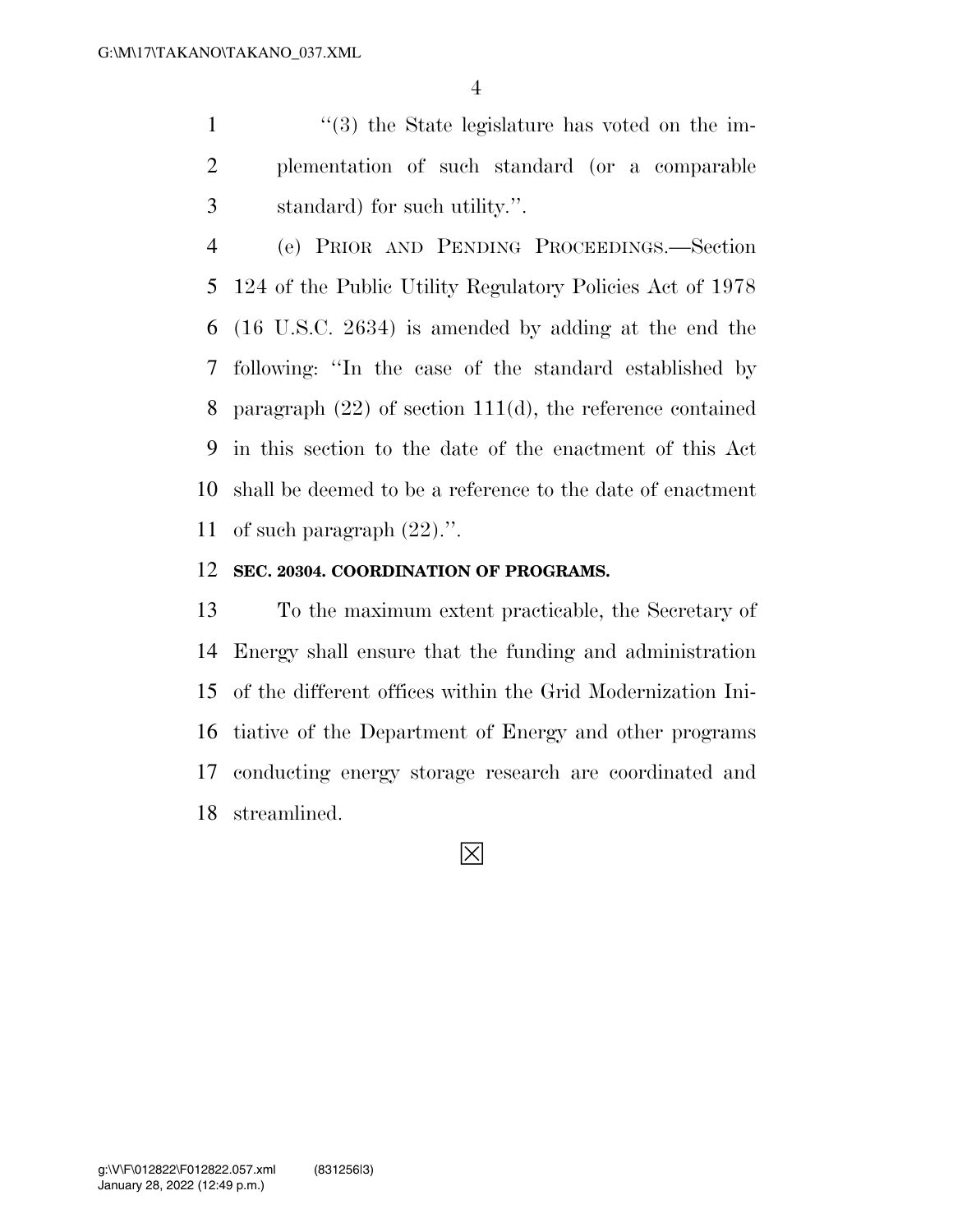"(3) the State legislature has voted on the implementation of such standard (or a comparable standard) for such utility.".

(e) PRIOR AND PENDING PROCEEDINGS.—Section 124 of the Public Utility Regulatory Policies Act of 1978 (16 U.S.C. 2634) is amended by adding at the end the following: "In the case of the standard established by paragraph (22) of section 111(d), the reference contained in this section to the date of the enactment of this Act shall be deemed to be a reference to the date of enactment of such paragraph (22).".

**SEC. 20304. COORDINATION OF PROGRAMS.**

To the maximum extent practicable, the Secretary of Energy shall ensure that the funding and administration of the different offices within the Grid Modernization Initiative of the Department of Energy and other programs conducting energy storage research are coordinated and streamlined.